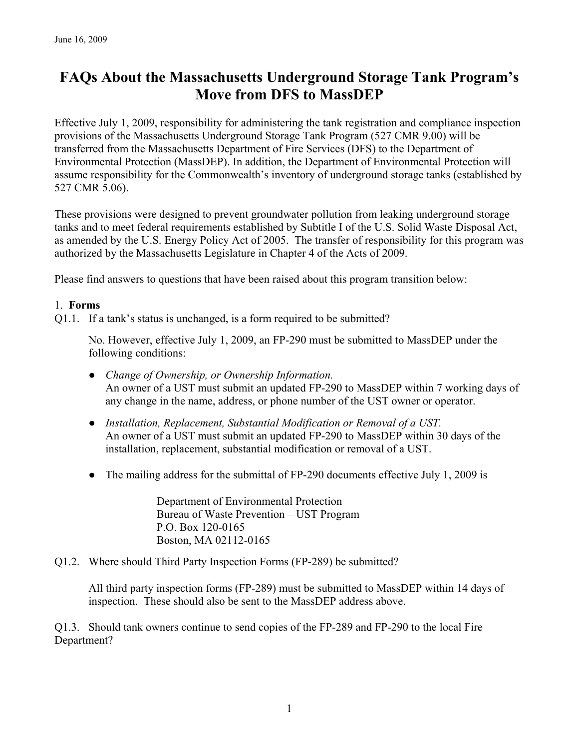June 16, 2009

# FAQs About the Massachusetts Underground Storage Tank Program's Move from DFS to MassDEP

Effective July 1, 2009, responsibility for administering the tank registration and compliance inspection provisions of the Massachusetts Underground Storage Tank Program (527 CMR 9.00) will be transferred from the Massachusetts Department of Fire Services (DFS) to the Department of Environmental Protection (MassDEP). In addition, the Department of Environmental Protection will assume responsibility for the Commonwealth's inventory of underground storage tanks (established by 527 CMR 5.06).

These provisions were designed to prevent groundwater pollution from leaking underground storage tanks and to meet federal requirements established by Subtitle I of the U.S. Solid Waste Disposal Act, as amended by the U.S. Energy Policy Act of 2005. The transfer of responsibility for this program was authorized by the Massachusetts Legislature in Chapter 4 of the Acts of 2009.

Please find answers to questions that have been raised about this program transition below:

## 1. **Forms**

Q1.1. If a tank's status is unchanged, is a form required to be submitted?

No. However, effective July 1, 2009, an FP-290 must be submitted to MassDEP under the following conditions:

- *Change of Ownership, or Ownership Information.*
  An owner of a UST must submit an updated FP-290 to MassDEP within 7 working days of any change in the name, address, or phone number of the UST owner or operator.

- *Installation, Replacement, Substantial Modification or Removal of a UST.*
  An owner of a UST must submit an updated FP-290 to MassDEP within 30 days of the installation, replacement, substantial modification or removal of a UST.

- The mailing address for the submittal of FP-290 documents effective July 1, 2009 is

  Department of Environmental Protection
  Bureau of Waste Prevention – UST Program
  P.O. Box 120-0165
  Boston, MA 02112-0165

Q1.2. Where should Third Party Inspection Forms (FP-289) be submitted?

All third party inspection forms (FP-289) must be submitted to MassDEP within 14 days of inspection. These should also be sent to the MassDEP address above.

Q1.3. Should tank owners continue to send copies of the FP-289 and FP-290 to the local Fire Department?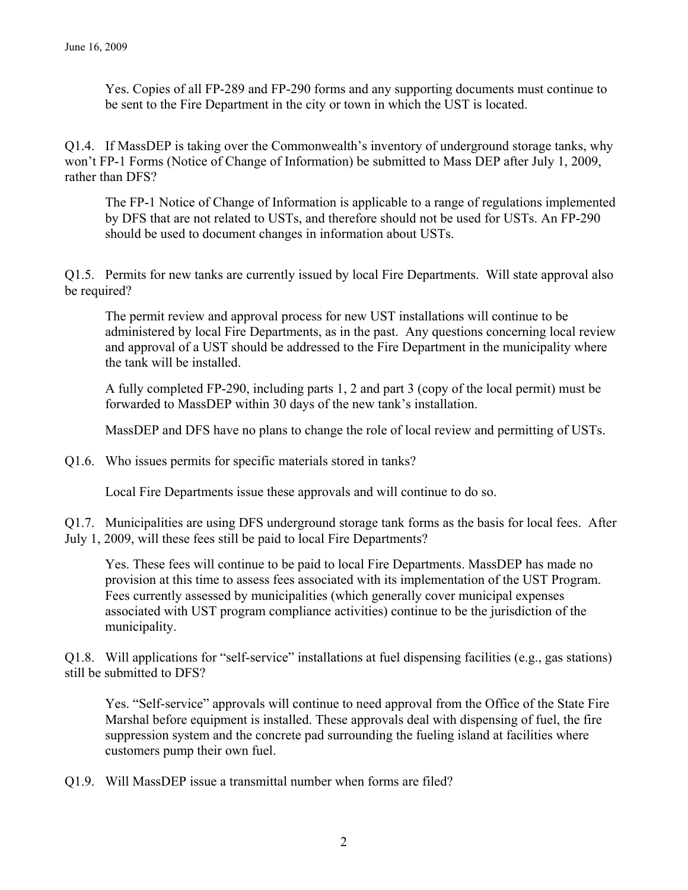Yes. Copies of all FP-289 and FP-290 forms and any supporting documents must continue to be sent to the Fire Department in the city or town in which the UST is located.

Q1.4. If MassDEP is taking over the Commonwealth's inventory of underground storage tanks, why won't FP-1 Forms (Notice of Change of Information) be submitted to Mass DEP after July 1, 2009, rather than DFS?

The FP-1 Notice of Change of Information is applicable to a range of regulations implemented by DFS that are not related to USTs, and therefore should not be used for USTs. An FP-290 should be used to document changes in information about USTs.

Q1.5. Permits for new tanks are currently issued by local Fire Departments. Will state approval also be required?

The permit review and approval process for new UST installations will continue to be administered by local Fire Departments, as in the past. Any questions concerning local review and approval of a UST should be addressed to the Fire Department in the municipality where the tank will be installed.

A fully completed FP-290, including parts 1, 2 and part 3 (copy of the local permit) must be forwarded to MassDEP within 30 days of the new tank's installation.

MassDEP and DFS have no plans to change the role of local review and permitting of USTs.

Q1.6. Who issues permits for specific materials stored in tanks?

Local Fire Departments issue these approvals and will continue to do so.

Q1.7. Municipalities are using DFS underground storage tank forms as the basis for local fees. After July 1, 2009, will these fees still be paid to local Fire Departments?

Yes. These fees will continue to be paid to local Fire Departments. MassDEP has made no provision at this time to assess fees associated with its implementation of the UST Program. Fees currently assessed by municipalities (which generally cover municipal expenses associated with UST program compliance activities) continue to be the jurisdiction of the municipality.

Q1.8. Will applications for "self-service" installations at fuel dispensing facilities (e.g., gas stations) still be submitted to DFS?

Yes. "Self-service" approvals will continue to need approval from the Office of the State Fire Marshal before equipment is installed. These approvals deal with dispensing of fuel, the fire suppression system and the concrete pad surrounding the fueling island at facilities where customers pump their own fuel.

Q1.9. Will MassDEP issue a transmittal number when forms are filed?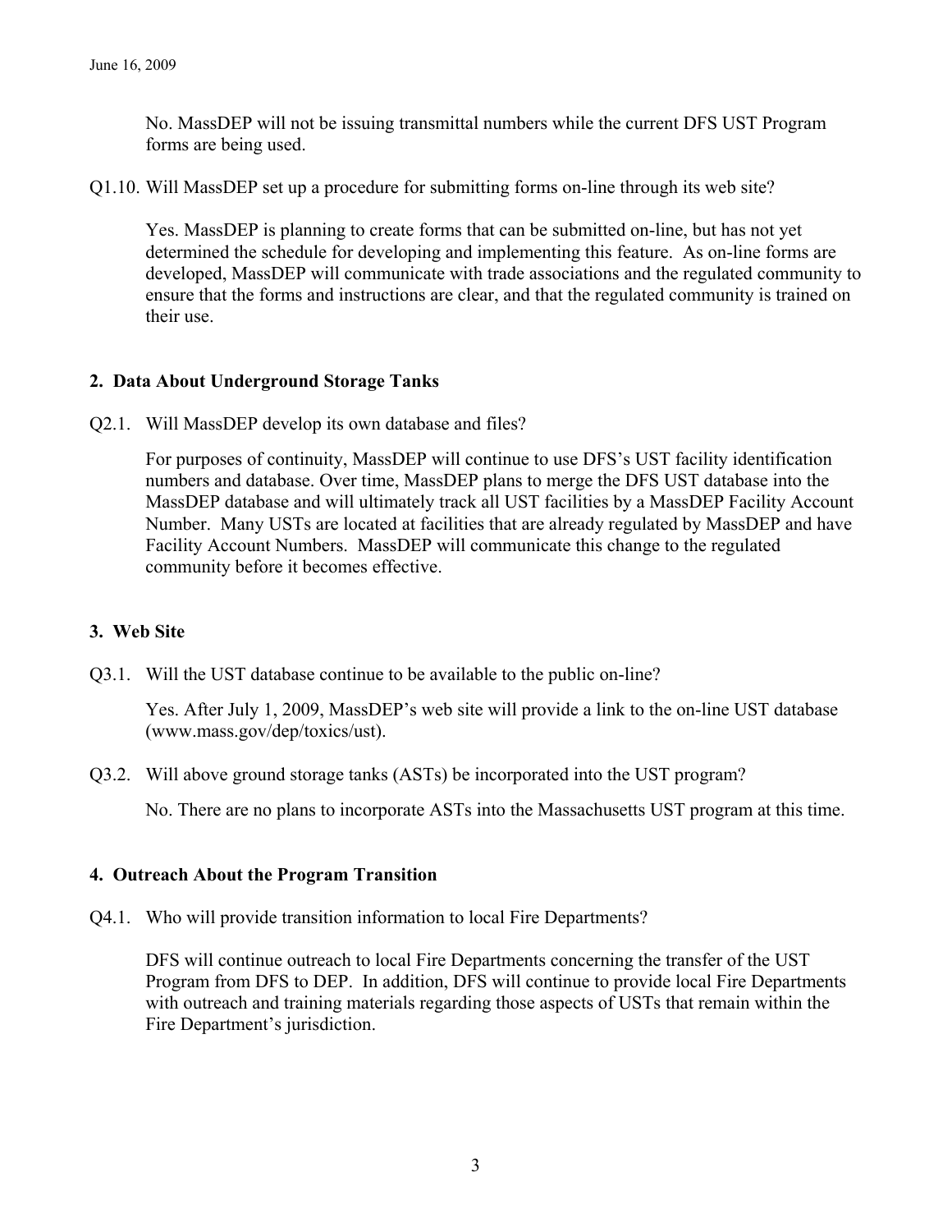No. MassDEP will not be issuing transmittal numbers while the current DFS UST Program forms are being used.

Q1.10. Will MassDEP set up a procedure for submitting forms on-line through its web site?

Yes. MassDEP is planning to create forms that can be submitted on-line, but has not yet determined the schedule for developing and implementing this feature. As on-line forms are developed, MassDEP will communicate with trade associations and the regulated community to ensure that the forms and instructions are clear, and that the regulated community is trained on their use.

## 2. Data About Underground Storage Tanks

Q2.1. Will MassDEP develop its own database and files?

For purposes of continuity, MassDEP will continue to use DFS's UST facility identification numbers and database. Over time, MassDEP plans to merge the DFS UST database into the MassDEP database and will ultimately track all UST facilities by a MassDEP Facility Account Number. Many USTs are located at facilities that are already regulated by MassDEP and have Facility Account Numbers. MassDEP will communicate this change to the regulated community before it becomes effective.

## 3. Web Site

Q3.1. Will the UST database continue to be available to the public on-line?

Yes. After July 1, 2009, MassDEP's web site will provide a link to the on-line UST database (www.mass.gov/dep/toxics/ust).

Q3.2. Will above ground storage tanks (ASTs) be incorporated into the UST program?

No. There are no plans to incorporate ASTs into the Massachusetts UST program at this time.

## 4. Outreach About the Program Transition

Q4.1. Who will provide transition information to local Fire Departments?

DFS will continue outreach to local Fire Departments concerning the transfer of the UST Program from DFS to DEP. In addition, DFS will continue to provide local Fire Departments with outreach and training materials regarding those aspects of USTs that remain within the Fire Department's jurisdiction.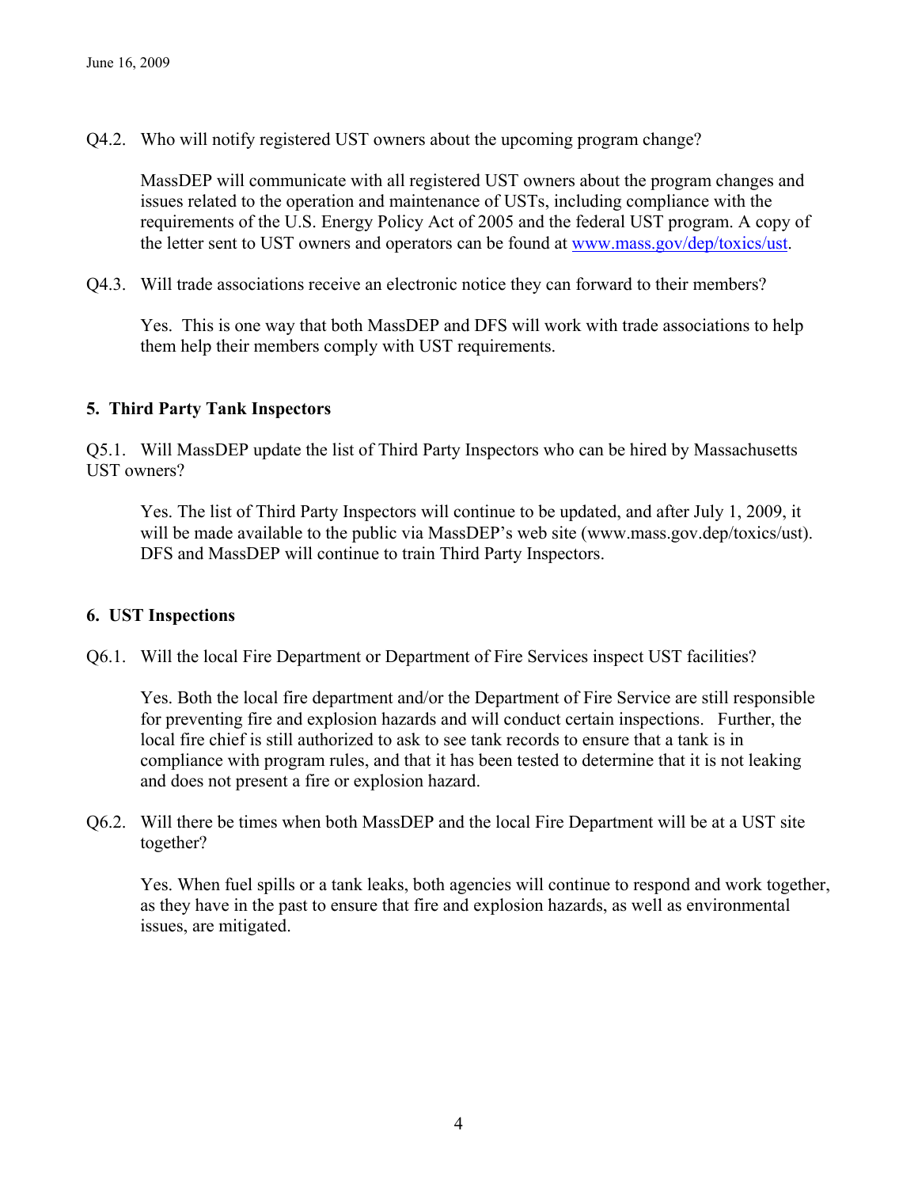Q4.2. Who will notify registered UST owners about the upcoming program change?

MassDEP will communicate with all registered UST owners about the program changes and issues related to the operation and maintenance of USTs, including compliance with the requirements of the U.S. Energy Policy Act of 2005 and the federal UST program. A copy of the letter sent to UST owners and operators can be found at [www.mass.gov/dep/toxics/ust](www.mass.gov/dep/toxics/ust).

Q4.3. Will trade associations receive an electronic notice they can forward to their members?

Yes. This is one way that both MassDEP and DFS will work with trade associations to help them help their members comply with UST requirements.

### 5. Third Party Tank Inspectors

Q5.1. Will MassDEP update the list of Third Party Inspectors who can be hired by Massachusetts UST owners?

Yes. The list of Third Party Inspectors will continue to be updated, and after July 1, 2009, it will be made available to the public via MassDEP's web site (www.mass.gov.dep/toxics/ust). DFS and MassDEP will continue to train Third Party Inspectors.

### 6. UST Inspections

Q6.1. Will the local Fire Department or Department of Fire Services inspect UST facilities?

Yes. Both the local fire department and/or the Department of Fire Service are still responsible for preventing fire and explosion hazards and will conduct certain inspections. Further, the local fire chief is still authorized to ask to see tank records to ensure that a tank is in compliance with program rules, and that it has been tested to determine that it is not leaking and does not present a fire or explosion hazard.

Q6.2. Will there be times when both MassDEP and the local Fire Department will be at a UST site together?

Yes. When fuel spills or a tank leaks, both agencies will continue to respond and work together, as they have in the past to ensure that fire and explosion hazards, as well as environmental issues, are mitigated.